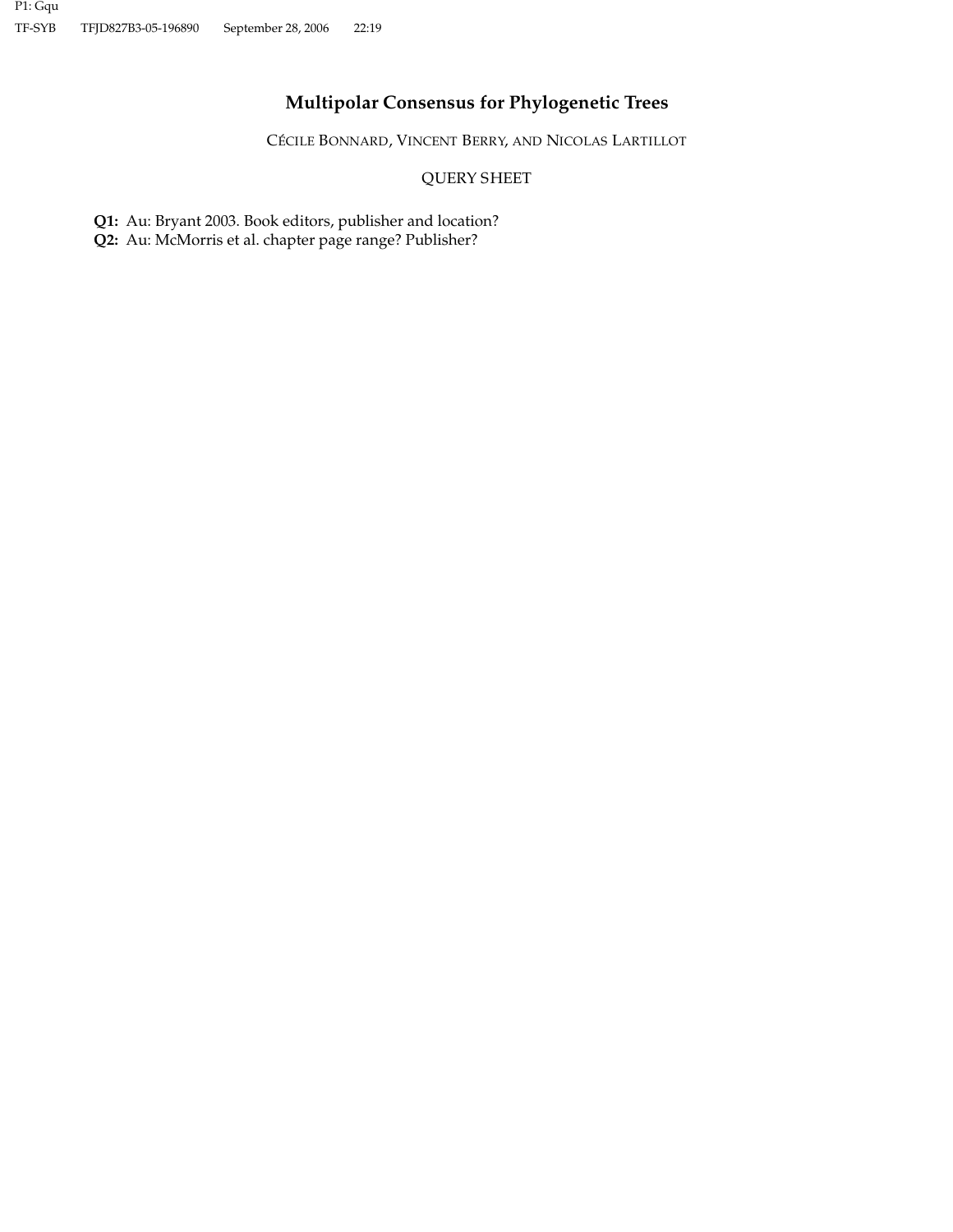# Multipolar Consensus for Phylogenetic Trees

CÉCILE BONNARD, VINCENT BERRY, AND NICOLAS LARTILLOT

QUERY SHEET

**Q1:** Au: Bryant 2003. Book editors, publisher and location?
**Q2:** Au: McMorris et al. chapter page range? Publisher?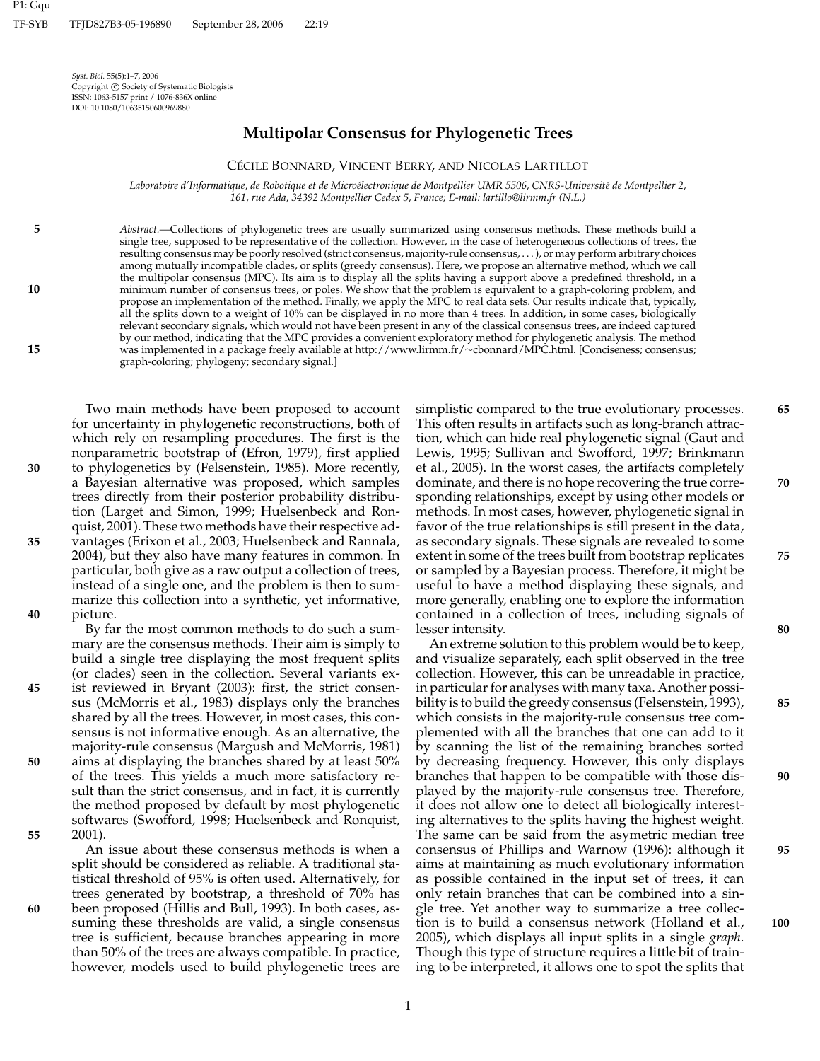# Multipolar Consensus for Phylogenetic Trees

Cécile Bonnard, Vincent Berry, and Nicolas Lartillot

*Laboratoire d'Informatique, de Robotique et de Microélectronique de Montpellier UMR 5506, CNRS-Université de Montpellier 2, 161, rue Ada, 34392 Montpellier Cedex 5, France; E-mail: lartillo@lirmm.fr (N.L.)*

*Abstract.*—Collections of phylogenetic trees are usually summarized using consensus methods. These methods build a single tree, supposed to be representative of the collection. However, in the case of heterogeneous collections of trees, the resulting consensus may be poorly resolved (strict consensus, majority-rule consensus, ...), or may perform arbitrary choices among mutually incompatible clades, or splits (greedy consensus). Here, we propose an alternative method, which we call the multipolar consensus (MPC). Its aim is to display all the splits having a support above a predefined threshold, in a minimum number of consensus trees, or poles. We show that the problem is equivalent to a graph-coloring problem, and propose an implementation of the method. Finally, we apply the MPC to real data sets. Our results indicate that, typically, all the splits down to a weight of 10% can be displayed in no more than 4 trees. In addition, in some cases, biologically relevant secondary signals, which would not have been present in any of the classical consensus trees, are indeed captured by our method, indicating that the MPC provides a convenient exploratory method for phylogenetic analysis. The method was implemented in a package freely available at http://www.lirmm.fr/∼cbonnard/MPC.html. [Conciseness; consensus; graph-coloring; phylogeny; secondary signal.]

Two main methods have been proposed to account for uncertainty in phylogenetic reconstructions, both of which rely on resampling procedures. The first is the nonparametric bootstrap of (Efron, 1979), first applied to phylogenetics by (Felsenstein, 1985). More recently, a Bayesian alternative was proposed, which samples trees directly from their posterior probability distribution (Larget and Simon, 1999; Huelsenbeck and Ronquist, 2001). These two methods have their respective advantages (Erixon et al., 2003; Huelsenbeck and Rannala, 2004), but they also have many features in common. In particular, both give as a raw output a collection of trees, instead of a single one, and the problem is then to summarize this collection into a synthetic, yet informative, picture.

By far the most common methods to do such a summary are the consensus methods. Their aim is simply to build a single tree displaying the most frequent splits (or clades) seen in the collection. Several variants exist reviewed in Bryant (2003): first, the strict consensus (McMorris et al., 1983) displays only the branches shared by all the trees. However, in most cases, this consensus is not informative enough. As an alternative, the majority-rule consensus (Margush and McMorris, 1981) aims at displaying the branches shared by at least 50% of the trees. This yields a much more satisfactory result than the strict consensus, and in fact, it is currently the method proposed by default by most phylogenetic softwares (Swofford, 1998; Huelsenbeck and Ronquist, 2001).

An issue about these consensus methods is when a split should be considered as reliable. A traditional statistical threshold of 95% is often used. Alternatively, for trees generated by bootstrap, a threshold of 70% has been proposed (Hillis and Bull, 1993). In both cases, assuming these thresholds are valid, a single consensus tree is sufficient, because branches appearing in more than 50% of the trees are always compatible. In practice, however, models used to build phylogenetic trees are simplistic compared to the true evolutionary processes. This often results in artifacts such as long-branch attraction, which can hide real phylogenetic signal (Gaut and Lewis, 1995; Sullivan and Swofford, 1997; Brinkmann et al., 2005). In the worst cases, the artifacts completely dominate, and there is no hope recovering the true corresponding relationships, except by using other models or methods. In most cases, however, phylogenetic signal in favor of the true relationships is still present in the data, as secondary signals. These signals are revealed to some extent in some of the trees built from bootstrap replicates or sampled by a Bayesian process. Therefore, it might be useful to have a method displaying these signals, and more generally, enabling one to explore the information contained in a collection of trees, including signals of lesser intensity.

An extreme solution to this problem would be to keep, and visualize separately, each split observed in the tree collection. However, this can be unreadable in practice, in particular for analyses with many taxa. Another possibility is to build the greedy consensus (Felsenstein, 1993), which consists in the majority-rule consensus tree complemented with all the branches that one can add to it by scanning the list of the remaining branches sorted by decreasing frequency. However, this only displays branches that happen to be compatible with those displayed by the majority-rule consensus tree. Therefore, it does not allow one to detect all biologically interesting alternatives to the splits having the highest weight. The same can be said from the asymetric median tree consensus of Phillips and Warnow (1996): although it aims at maintaining as much evolutionary information as possible contained in the input set of trees, it can only retain branches that can be combined into a single tree. Yet another way to summarize a tree collection is to build a consensus network (Holland et al., 2005), which displays all input splits in a single *graph*. Though this type of structure requires a little bit of training to be interpreted, it allows one to spot the splits that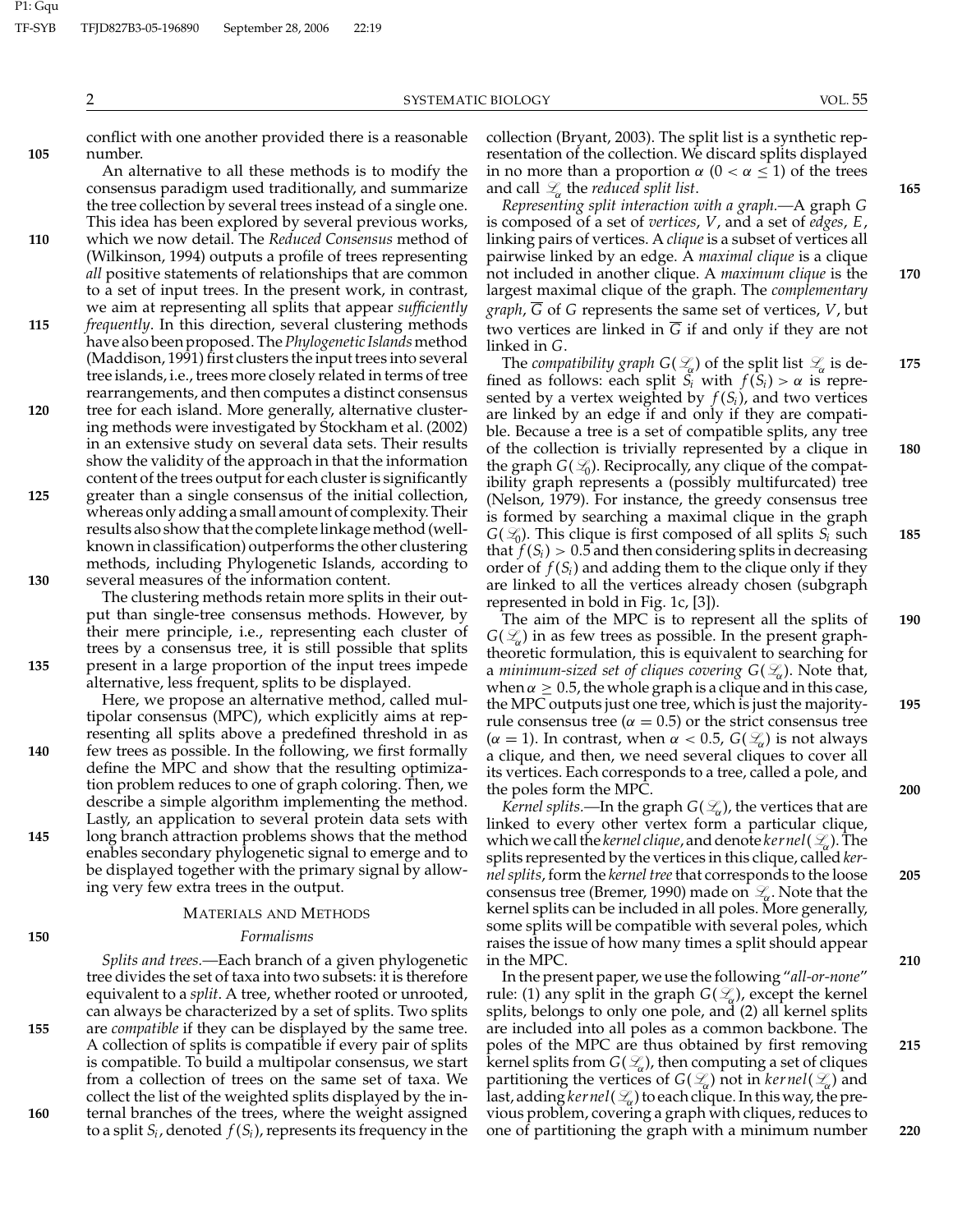conflict with one another provided there is a reasonable number.

An alternative to all these methods is to modify the consensus paradigm used traditionally, and summarize the tree collection by several trees instead of a single one. This idea has been explored by several previous works, which we now detail. The *Reduced Consensus* method of (Wilkinson, 1994) outputs a profile of trees representing *all* positive statements of relationships that are common to a set of input trees. In the present work, in contrast, we aim at representing all splits that appear *sufficiently frequently*. In this direction, several clustering methods have also been proposed. The *Phylogenetic Islands* method (Maddison, 1991) first clusters the input trees into several tree islands, i.e., trees more closely related in terms of tree rearrangements, and then computes a distinct consensus tree for each island. More generally, alternative clustering methods were investigated by Stockham et al. (2002) in an extensive study on several data sets. Their results show the validity of the approach in that the information content of the trees output for each cluster is significantly greater than a single consensus of the initial collection, whereas only adding a small amount of complexity. Their results also show that the complete linkage method (well-known in classification) outperforms the other clustering methods, including Phylogenetic Islands, according to several measures of the information content.

The clustering methods retain more splits in their output than single-tree consensus methods. However, by their mere principle, i.e., representing each cluster of trees by a consensus tree, it is still possible that splits present in a large proportion of the input trees impede alternative, less frequent, splits to be displayed.

Here, we propose an alternative method, called multipolar consensus (MPC), which explicitly aims at representing all splits above a predefined threshold in as few trees as possible. In the following, we first formally define the MPC and show that the resulting optimization problem reduces to one of graph coloring. Then, we describe a simple algorithm implementing the method. Lastly, an application to several protein data sets with long branch attraction problems shows that the method enables secondary phylogenetic signal to emerge and to be displayed together with the primary signal by allowing very few extra trees in the output.

## Materials and Methods

### Formalisms

*Splits and trees.*—Each branch of a given phylogenetic tree divides the set of taxa into two subsets: it is therefore equivalent to a *split*. A tree, whether rooted or unrooted, can always be characterized by a set of splits. Two splits are *compatible* if they can be displayed by the same tree. A collection of splits is compatible if every pair of splits is compatible. To build a multipolar consensus, we start from a collection of trees on the same set of taxa. We collect the list of the weighted splits displayed by the internal branches of the trees, where the weight assigned to a split $S_i$, denoted $f(S_i)$, represents its frequency in the collection (Bryant, 2003). The split list is a synthetic representation of the collection. We discard splits displayed in no more than a proportion $\alpha$ ($0 < \alpha \leq 1$) of the trees and call $\mathcal{L}_\alpha$ the *reduced split list*.

*Representing split interaction with a graph.*—A graph $G$ is composed of a set of *vertices*, $V$, and a set of *edges*, $E$, linking pairs of vertices. A *clique* is a subset of vertices all pairwise linked by an edge. A *maximal clique* is a clique not included in another clique. A *maximum clique* is the largest maximal clique of the graph. The *complementary graph*, $\overline{G}$ of $G$ represents the same set of vertices, $V$, but two vertices are linked in $\overline{G}$ if and only if they are not linked in $G$.

The *compatibility graph* $G(\mathcal{L}_\alpha)$ of the split list $\mathcal{L}_\alpha$ is defined as follows: each split $S_i$ with $f(S_i) > \alpha$ is represented by a vertex weighted by $f(S_i)$, and two vertices are linked by an edge if and only if they are compatible. Because a tree is a set of compatible splits, any tree of the collection is trivially represented by a clique in the graph $G(\mathcal{L}_0)$. Reciprocally, any clique of the compatibility graph represents a (possibly multifurcated) tree (Nelson, 1979). For instance, the greedy consensus tree is formed by searching a maximal clique in the graph $G(\mathcal{L}_0)$. This clique is first composed of all splits $S_i$ such that $f(S_i) > 0.5$ and then considering splits in decreasing order of $f(S_i)$ and adding them to the clique only if they are linked to all the vertices already chosen (subgraph represented in bold in Fig. 1c, [3]).

The aim of the MPC is to represent all the splits of $G(\mathcal{L}_\alpha)$ in as few trees as possible. In the present graph-theoretic formulation, this is equivalent to searching for a *minimum-sized set of cliques covering* $G(\mathcal{L}_\alpha)$. Note that, when $\alpha \geq 0.5$, the whole graph is a clique and in this case, the MPC outputs just one tree, which is just the majority-rule consensus tree ($\alpha = 0.5$) or the strict consensus tree ($\alpha = 1$). In contrast, when $\alpha < 0.5$, $G(\mathcal{L}_\alpha)$ is not always a clique, and then, we need several cliques to cover all its vertices. Each corresponds to a tree, called a pole, and the poles form the MPC.

*Kernel splits.*—In the graph $G(\mathcal{L}_\alpha)$, the vertices that are linked to every other vertex form a particular clique, which we call the *kernel clique*, and denote $kernel(\mathcal{L}_\alpha)$. The splits represented by the vertices in this clique, called *kernel splits*, form the *kernel tree* that corresponds to the loose consensus tree (Bremer, 1990) made on $\mathcal{L}_\alpha$. Note that the kernel splits can be included in all poles. More generally, some splits will be compatible with several poles, which raises the issue of how many times a split should appear in the MPC.

In the present paper, we use the following "*all-or-none*" rule: (1) any split in the graph $G(\mathcal{L}_\alpha)$, except the kernel splits, belongs to only one pole, and (2) all kernel splits are included into all poles as a common backbone. The poles of the MPC are thus obtained by first removing kernel splits from $G(\mathcal{L}_\alpha)$, then computing a set of cliques partitioning the vertices of $G(\mathcal{L}_\alpha)$ not in $kernel(\mathcal{L}_\alpha)$ and last, adding $kernel(\mathcal{L}_\alpha)$ to each clique. In this way, the previous problem, covering a graph with cliques, reduces to one of partitioning the graph with a minimum number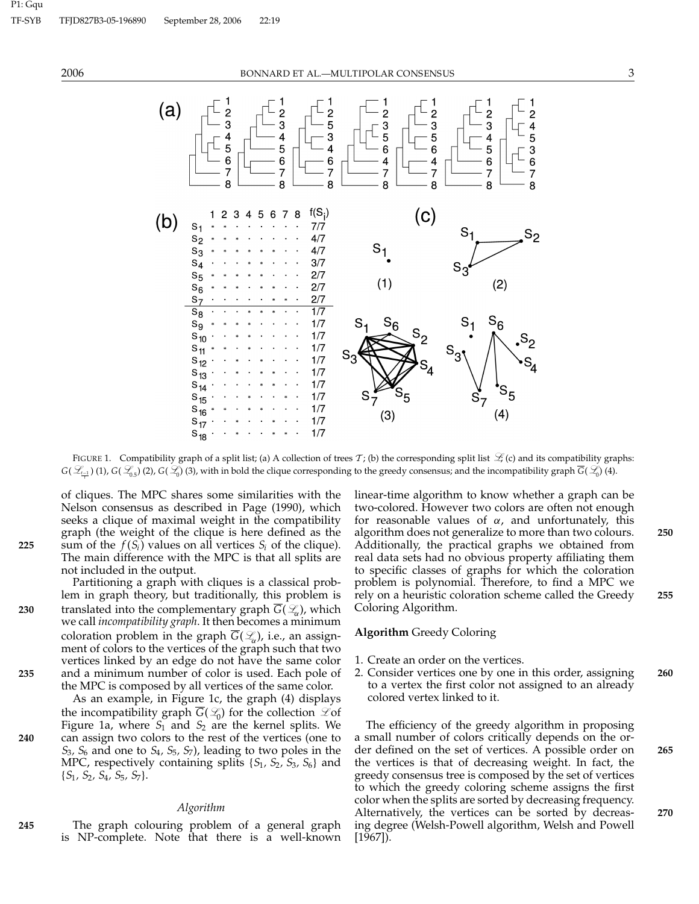FIGURE 1. Compatibility graph of a split list; (a) A collection of trees $\mathcal{T}$; (b) the corresponding split list $\mathcal{L}$; (c) and its compatibility graphs: $G(\mathcal{L}_{\frac{t-1}{t}})$ (1), $G(\mathcal{L}_{0.5})$ (2), $G(\mathcal{L}_0)$ (3), with in bold the clique corresponding to the greedy consensus; and the incompatibility graph $\overline{G}(\mathcal{L}_0)$ (4).

of cliques. The MPC shares some similarities with the Nelson consensus as described in Page (1990), which seeks a clique of maximal weight in the compatibility graph (the weight of the clique is here defined as the sum of the $f(S_i)$ values on all vertices $S_i$ of the clique). The main difference with the MPC is that all splits are not included in the output.

Partitioning a graph with cliques is a classical problem in graph theory, but traditionally, this problem is translated into the complementary graph $\overline{G}(\mathcal{L}_\alpha)$, which we call *incompatibility graph*. It then becomes a minimum coloration problem in the graph $\overline{G}(\mathcal{L}_\alpha)$, i.e., an assignment of colors to the vertices of the graph such that two vertices linked by an edge do not have the same color and a minimum number of color is used. Each pole of the MPC is composed by all vertices of the same color.

As an example, in Figure 1c, the graph (4) displays the incompatibility graph $\overline{G}(\mathcal{L}_0)$ for the collection $\mathcal{L}$ of Figure 1a, where $S_1$ and $S_2$ are the kernel splits. We can assign two colors to the rest of the vertices (one to $S_3$, $S_6$ and one to $S_4$, $S_5$, $S_7$), leading to two poles in the MPC, respectively containing splits $\{S_1, S_2, S_3, S_6\}$ and $\{S_1, S_2, S_4, S_5, S_7\}$.

### *Algorithm*

The graph colouring problem of a general graph is NP-complete. Note that there is a well-known linear-time algorithm to know whether a graph can be two-colored. However two colors are often not enough for reasonable values of $\alpha$, and unfortunately, this algorithm does not generalize to more than two colours. Additionally, the practical graphs we obtained from real data sets had no obvious property affiliating them to specific classes of graphs for which the coloration problem is polynomial. Therefore, to find a MPC we rely on a heuristic coloration scheme called the Greedy Coloring Algorithm.

**Algorithm** Greedy Coloring

1. Create an order on the vertices.
2. Consider vertices one by one in this order, assigning to a vertex the first color not assigned to an already colored vertex linked to it.

The efficiency of the greedy algorithm in proposing a small number of colors critically depends on the order defined on the set of vertices. A possible order on the vertices is that of decreasing weight. In fact, the greedy consensus tree is composed by the set of vertices to which the greedy coloring scheme assigns the first color when the splits are sorted by decreasing frequency. Alternatively, the vertices can be sorted by decreasing degree (Welsh-Powell algorithm, Welsh and Powell [1967]).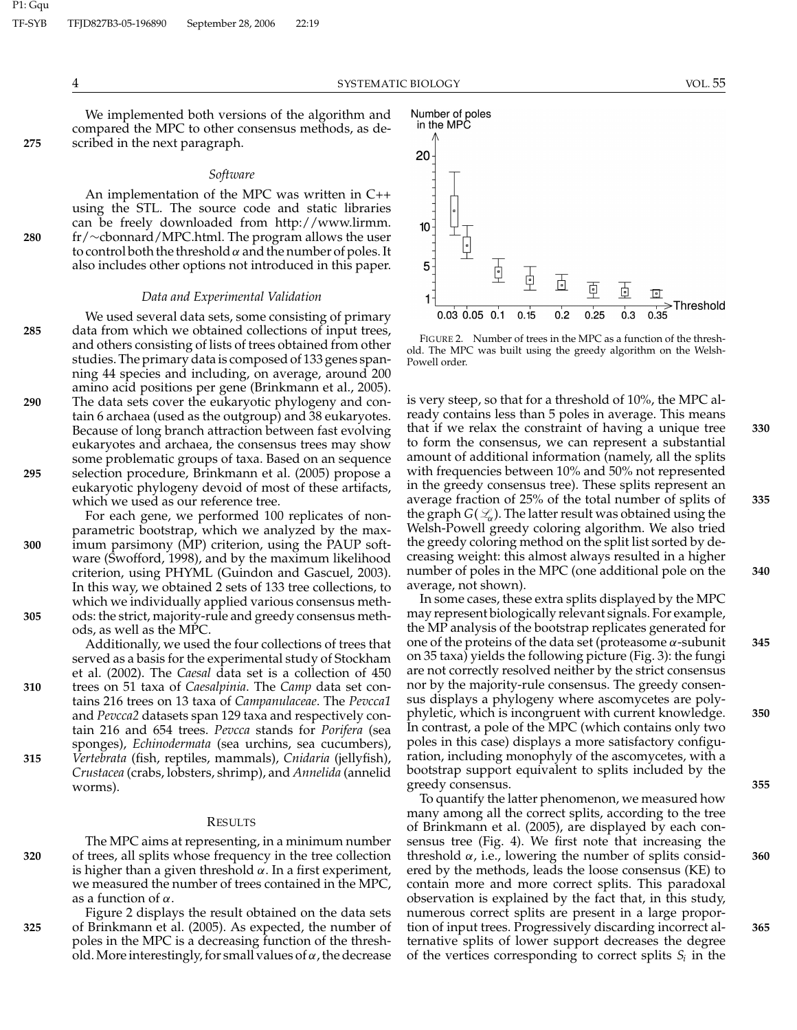We implemented both versions of the algorithm and compared the MPC to other consensus methods, as described in the next paragraph.

### *Software*

An implementation of the MPC was written in C++ using the STL. The source code and static libraries can be freely downloaded from http://www.lirmm.fr/∼cbonnard/MPC.html. The program allows the user to control both the threshold $\alpha$ and the number of poles. It also includes other options not introduced in this paper.

### *Data and Experimental Validation*

We used several data sets, some consisting of primary data from which we obtained collections of input trees, and others consisting of lists of trees obtained from other studies. The primary data is composed of 133 genes spanning 44 species and including, on average, around 200 amino acid positions per gene (Brinkmann et al., 2005). The data sets cover the eukaryotic phylogeny and contain 6 archaea (used as the outgroup) and 38 eukaryotes. Because of long branch attraction between fast evolving eukaryotes and archaea, the consensus trees may show some problematic groups of taxa. Based on an sequence selection procedure, Brinkmann et al. (2005) propose a eukaryotic phylogeny devoid of most of these artifacts, which we used as our reference tree.

For each gene, we performed 100 replicates of non-parametric bootstrap, which we analyzed by the maximum parsimony (MP) criterion, using the PAUP software (Swofford, 1998), and by the maximum likelihood criterion, using PHYML (Guindon and Gascuel, 2003). In this way, we obtained 2 sets of 133 tree collections, to which we individually applied various consensus methods: the strict, majority-rule and greedy consensus methods, as well as the MPC.

Additionally, we used the four collections of trees that served as a basis for the experimental study of Stockham et al. (2002). The *Caesal* data set is a collection of 450 trees on 51 taxa of *Caesalpinia*. The *Camp* data set contains 216 trees on 13 taxa of *Campanulaceae*. The *Pevcca1* and *Pevcca2* datasets span 129 taxa and respectively contain 216 and 654 trees. *Pevcca* stands for *Porifera* (sea sponges), *Echinodermata* (sea urchins, sea cucumbers), *Vertebrata* (fish, reptiles, mammals), *Cnidaria* (jellyfish), *Crustacea* (crabs, lobsters, shrimp), and *Annelida* (annelid worms).

## RESULTS

The MPC aims at representing, in a minimum number of trees, all splits whose frequency in the tree collection is higher than a given threshold $\alpha$. In a first experiment, we measured the number of trees contained in the MPC, as a function of $\alpha$.

Figure 2 displays the result obtained on the data sets of Brinkmann et al. (2005). As expected, the number of poles in the MPC is a decreasing function of the threshold. More interestingly, for small values of $\alpha$, the decrease is very steep, so that for a threshold of 10%, the MPC already contains less than 5 poles in average. This means that if we relax the constraint of having a unique tree to form the consensus, we can represent a substantial amount of additional information (namely, all the splits with frequencies between 10% and 50% not represented in the greedy consensus tree). These splits represent an average fraction of 25% of the total number of splits of the graph $G(\mathscr{L}_\alpha)$. The latter result was obtained using the Welsh-Powell greedy coloring algorithm. We also tried the greedy coloring method on the split list sorted by decreasing weight: this almost always resulted in a higher number of poles in the MPC (one additional pole on the average, not shown).

FIGURE 2. Number of trees in the MPC as a function of the threshold. The MPC was built using the greedy algorithm on the Welsh-Powell order.

In some cases, these extra splits displayed by the MPC may represent biologically relevant signals. For example, the MP analysis of the bootstrap replicates generated for one of the proteins of the data set (proteasome $\alpha$-subunit on 35 taxa) yields the following picture (Fig. 3): the fungi are not correctly resolved neither by the strict consensus nor by the majority-rule consensus. The greedy consensus displays a phylogeny where ascomycetes are polyphyletic, which is incongruent with current knowledge. In contrast, a pole of the MPC (which contains only two poles in this case) displays a more satisfactory configuration, including monophyly of the ascomycetes, with a bootstrap support equivalent to splits included by the greedy consensus.

To quantify the latter phenomenon, we measured how many among all the correct splits, according to the tree of Brinkmann et al. (2005), are displayed by each consensus tree (Fig. 4). We first note that increasing the threshold $\alpha$, i.e., lowering the number of splits considered by the methods, leads the loose consensus (KE) to contain more and more correct splits. This paradoxal observation is explained by the fact that, in this study, numerous correct splits are present in a large proportion of input trees. Progressively discarding incorrect alternative splits of lower support decreases the degree of the vertices corresponding to correct splits $S_i$ in the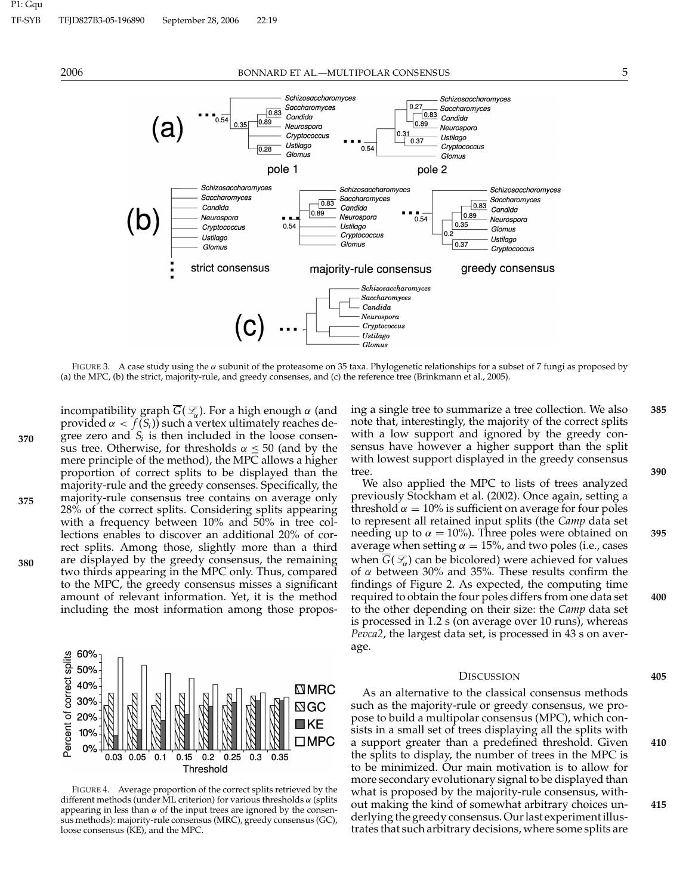FIGURE 3. A case study using the $\alpha$ subunit of the proteasome on 35 taxa. Phylogenetic relationships for a subset of 7 fungi as proposed by (a) the MPC, (b) the strict, majority-rule, and greedy consenses, and (c) the reference tree (Brinkmann et al., 2005).

incompatibility graph $\overline{G}(\mathcal{L}_\alpha)$. For a high enough $\alpha$ (and provided $\alpha < f(S_i)$) such a vertex ultimately reaches degree zero and $S_i$ is then included in the loose consensus tree. Otherwise, for thresholds $\alpha \leq 50$ (and by the mere principle of the method), the MPC allows a higher proportion of correct splits to be displayed than the majority-rule and the greedy consenses. Specifically, the majority-rule consensus tree contains on average only 28% of the correct splits. Considering splits appearing with a frequency between 10% and 50% in tree collections enables to discover an additional 20% of correct splits. Among those, slightly more than a third are displayed by the greedy consensus, the remaining two thirds appearing in the MPC only. Thus, compared to the MPC, the greedy consensus misses a significant amount of relevant information. Yet, it is the method including the most information among those proposing a single tree to summarize a tree collection. We also note that, interestingly, the majority of the correct splits with a low support and ignored by the greedy consensus have however a higher support than the split with lowest support displayed in the greedy consensus tree.

FIGURE 4. Average proportion of the correct splits retrieved by the different methods (under ML criterion) for various thresholds $\alpha$ (splits appearing in less than $\alpha$ of the input trees are ignored by the consensus methods): majority-rule consensus (MRC), greedy consensus (GC), loose consensus (KE), and the MPC.

We also applied the MPC to lists of trees analyzed previously Stockham et al. (2002). Once again, setting a threshold $\alpha = 10\%$ is sufficient on average for four poles to represent all retained input splits (the *Camp* data set needing up to $\alpha = 10\%$). Three poles were obtained on average when setting $\alpha = 15\%$, and two poles (i.e., cases when $\overline{G}(\mathcal{L}_\alpha)$ can be bicolored) were achieved for values of $\alpha$ between 30% and 35%. These results confirm the findings of Figure 2. As expected, the computing time required to obtain the four poles differs from one data set to the other depending on their size: the *Camp* data set is processed in 1.2 s (on average over 10 runs), whereas *Pevca2*, the largest data set, is processed in 43 s on average.

## DISCUSSION

As an alternative to the classical consensus methods such as the majority-rule or greedy consensus, we propose to build a multipolar consensus (MPC), which consists in a small set of trees displaying all the splits with a support greater than a predefined threshold. Given the splits to display, the number of trees in the MPC is to be minimized. Our main motivation is to allow for more secondary evolutionary signal to be displayed than what is proposed by the majority-rule consensus, without making the kind of somewhat arbitrary choices underlying the greedy consensus. Our last experiment illustrates that such arbitrary decisions, where some splits are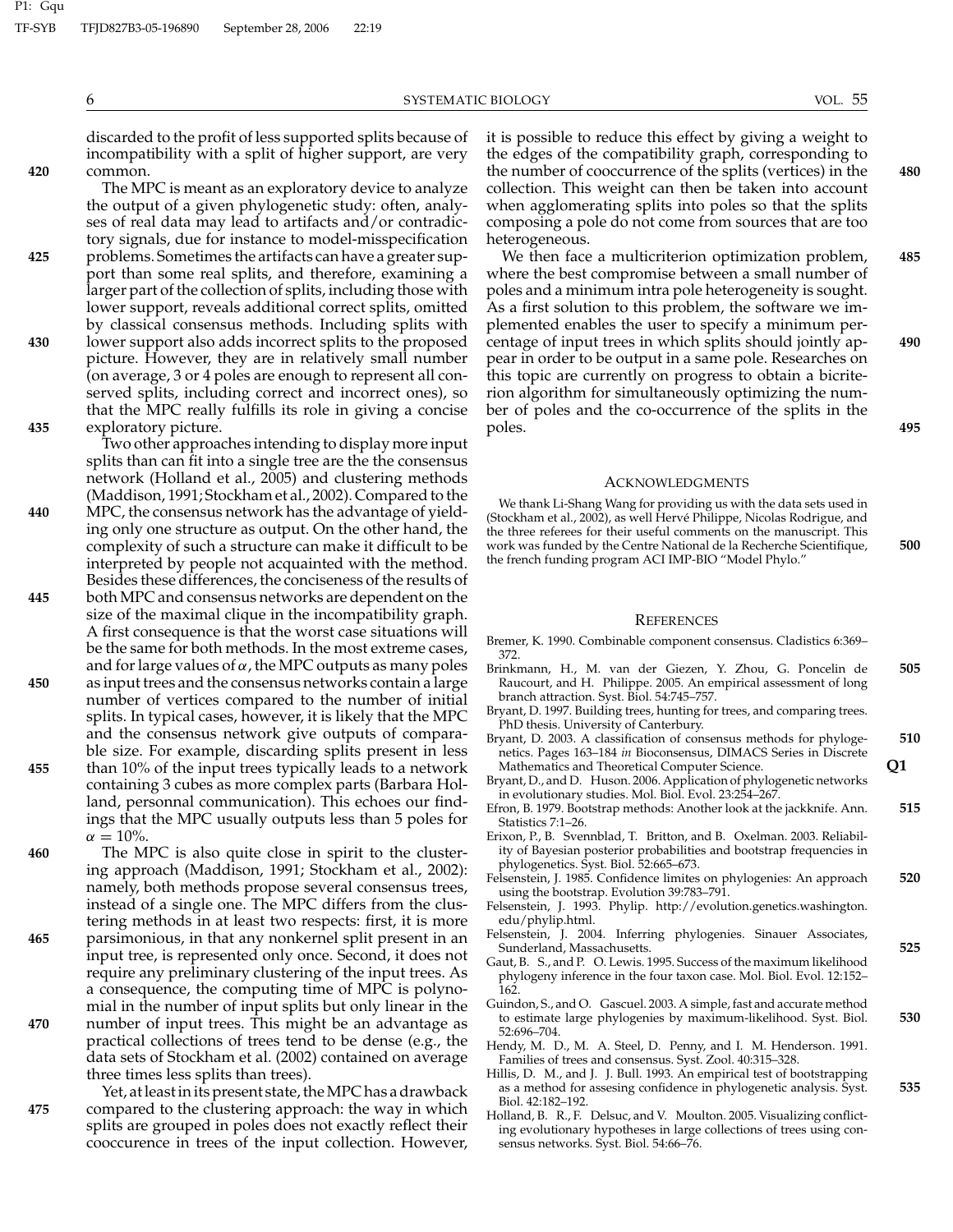discarded to the profit of less supported splits because of incompatibility with a split of higher support, are very common.

The MPC is meant as an exploratory device to analyze the output of a given phylogenetic study: often, analyses of real data may lead to artifacts and/or contradictory signals, due for instance to model-misspecification problems. Sometimes the artifacts can have a greater support than some real splits, and therefore, examining a larger part of the collection of splits, including those with lower support, reveals additional correct splits, omitted by classical consensus methods. Including splits with lower support also adds incorrect splits to the proposed picture. However, they are in relatively small number (on average, 3 or 4 poles are enough to represent all conserved splits, including correct and incorrect ones), so that the MPC really fulfills its role in giving a concise exploratory picture.

Two other approaches intending to display more input splits than can fit into a single tree are the the consensus network (Holland et al., 2005) and clustering methods (Maddison, 1991; Stockham et al., 2002). Compared to the MPC, the consensus network has the advantage of yielding only one structure as output. On the other hand, the complexity of such a structure can make it difficult to be interpreted by people not acquainted with the method. Besides these differences, the conciseness of the results of both MPC and consensus networks are dependent on the size of the maximal clique in the incompatibility graph. A first consequence is that the worst case situations will be the same for both methods. In the most extreme cases, and for large values of $\alpha$, the MPC outputs as many poles as input trees and the consensus networks contain a large number of vertices compared to the number of initial splits. In typical cases, however, it is likely that the MPC and the consensus network give outputs of comparable size. For example, discarding splits present in less than 10% of the input trees typically leads to a network containing 3 cubes as more complex parts (Barbara Holland, personnal communication). This echoes our findings that the MPC usually outputs less than 5 poles for $\alpha = 10\%$.

The MPC is also quite close in spirit to the clustering approach (Maddison, 1991; Stockham et al., 2002): namely, both methods propose several consensus trees, instead of a single one. The MPC differs from the clustering methods in at least two respects: first, it is more parsimonious, in that any nonkernel split present in an input tree, is represented only once. Second, it does not require any preliminary clustering of the input trees. As a consequence, the computing time of MPC is polynomial in the number of input splits but only linear in the number of input trees. This might be an advantage as practical collections of trees tend to be dense (e.g., the data sets of Stockham et al. (2002) contained on average three times less splits than trees).

Yet, at least in its present state, the MPC has a drawback compared to the clustering approach: the way in which splits are grouped in poles does not exactly reflect their cooccurence in trees of the input collection. However, it is possible to reduce this effect by giving a weight to the edges of the compatibility graph, corresponding to the number of cooccurrence of the splits (vertices) in the collection. This weight can then be taken into account when agglomerating splits into poles so that the splits composing a pole do not come from sources that are too heterogeneous.

We then face a multicriterion optimization problem, where the best compromise between a small number of poles and a minimum intra pole heterogeneity is sought. As a first solution to this problem, the software we implemented enables the user to specify a minimum percentage of input trees in which splits should jointly appear in order to be output in a same pole. Researches on this topic are currently on progress to obtain a bicriterion algorithm for simultaneously optimizing the number of poles and the co-occurrence of the splits in the poles.

## Acknowledgments

We thank Li-Shang Wang for providing us with the data sets used in (Stockham et al., 2002), as well Hervé Philippe, Nicolas Rodrigue, and the three referees for their useful comments on the manuscript. This work was funded by the Centre National de la Recherche Scientifique, the french funding program ACI IMP-BIO "Model Phylo."

## References

Bremer, K. 1990. Combinable component consensus. Cladistics 6:369–372.

Brinkmann, H., M. van der Giezen, Y. Zhou, G. Poncelin de Raucourt, and H. Philippe. 2005. An empirical assessment of long branch attraction. Syst. Biol. 54:745–757.

Bryant, D. 1997. Building trees, hunting for trees, and comparing trees. PhD thesis. University of Canterbury.

Bryant, D. 2003. A classification of consensus methods for phylogenetics. Pages 163–184 *in* Bioconsensus, DIMACS Series in Discrete Mathematics and Theoretical Computer Science.

Bryant, D., and D. Huson. 2006. Application of phylogenetic networks in evolutionary studies. Mol. Biol. Evol. 23:254–267.

Efron, B. 1979. Bootstrap methods: Another look at the jackknife. Ann. Statistics 7:1–26.

Erixon, P., B. Svennblad, T. Britton, and B. Oxelman. 2003. Reliability of Bayesian posterior probabilities and bootstrap frequencies in phylogenetics. Syst. Biol. 52:665–673.

Felsenstein, J. 1985. Confidence limites on phylogenies: An approach using the bootstrap. Evolution 39:783–791.

Felsenstein, J. 1993. Phylip. http://evolution.genetics.washington.edu/phylip.html.

Felsenstein, J. 2004. Inferring phylogenies. Sinauer Associates, Sunderland, Massachusetts.

Gaut, B. S., and P. O. Lewis. 1995. Success of the maximum likelihood phylogeny inference in the four taxon case. Mol. Biol. Evol. 12:152–162.

Guindon, S., and O. Gascuel. 2003. A simple, fast and accurate method to estimate large phylogenies by maximum-likelihood. Syst. Biol. 52:696–704.

Hendy, M. D., M. A. Steel, D. Penny, and I. M. Henderson. 1991. Families of trees and consensus. Syst. Zool. 40:315–328.

Hillis, D. M., and J. J. Bull. 1993. An empirical test of bootstrapping as a method for assesing confidence in phylogenetic analysis. Syst. Biol. 42:182–192.

Holland, B. R., F. Delsuc, and V. Moulton. 2005. Visualizing conflicting evolutionary hypotheses in large collections of trees using consensus networks. Syst. Biol. 54:66–76.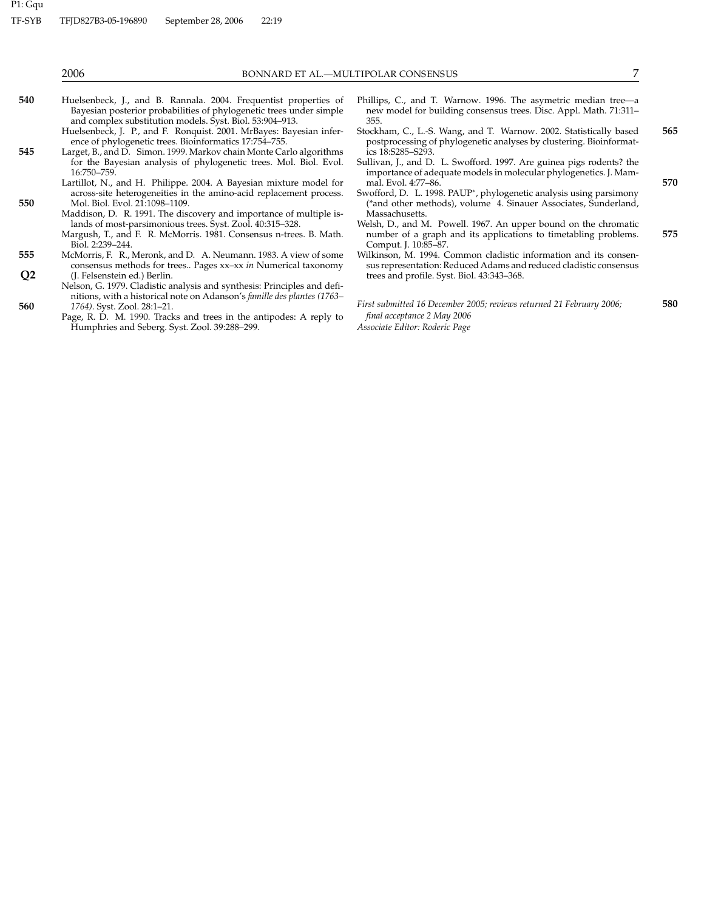Huelsenbeck, J., and B. Rannala. 2004. Frequentist properties of Bayesian posterior probabilities of phylogenetic trees under simple and complex substitution models. Syst. Biol. 53:904–913.

Huelsenbeck, J. P., and F. Ronquist. 2001. MrBayes: Bayesian inference of phylogenetic trees. Bioinformatics 17:754–755.

Larget, B., and D. Simon. 1999. Markov chain Monte Carlo algorithms for the Bayesian analysis of phylogenetic trees. Mol. Biol. Evol. 16:750–759.

Lartillot, N., and H. Philippe. 2004. A Bayesian mixture model for across-site heterogeneities in the amino-acid replacement process. Mol. Biol. Evol. 21:1098–1109.

Maddison, D. R. 1991. The discovery and importance of multiple islands of most-parsimonious trees. Syst. Zool. 40:315–328.

Margush, T., and F. R. McMorris. 1981. Consensus n-trees. B. Math. Biol. 2:239–244.

McMorris, F. R., Meronk, and D. A. Neumann. 1983. A view of some consensus methods for trees.. Pages xx–xx *in* Numerical taxonomy (J. Felsenstein ed.) Berlin.

Nelson, G. 1979. Cladistic analysis and synthesis: Principles and definitions, with a historical note on Adanson's *famille des plantes (1763–1764)*. Syst. Zool. 28:1–21.

Page, R. D. M. 1990. Tracks and trees in the antipodes: A reply to Humphries and Seberg. Syst. Zool. 39:288–299.

Phillips, C., and T. Warnow. 1996. The asymetric median tree—a new model for building consensus trees. Disc. Appl. Math. 71:311–355.

Stockham, C., L.-S. Wang, and T. Warnow. 2002. Statistically based postprocessing of phylogenetic analyses by clustering. Bioinformatics 18:S285–S293.

Sullivan, J., and D. L. Swofford. 1997. Are guinea pigs rodents? the importance of adequate models in molecular phylogenetics. J. Mammal. Evol. 4:77–86.

Swofford, D. L. 1998. PAUP*, phylogenetic analysis using parsimony (*and other methods), volume 4. Sinauer Associates, Sunderland, Massachusetts.

Welsh, D., and M. Powell. 1967. An upper bound on the chromatic number of a graph and its applications to timetabling problems. Comput. J. 10:85–87.

Wilkinson, M. 1994. Common cladistic information and its consensus representation: Reduced Adams and reduced cladistic consensus trees and profile. Syst. Biol. 43:343–368.

*First submitted 16 December 2005; reviews returned 21 February 2006; final acceptance 2 May 2006*

*Associate Editor: Roderic Page*